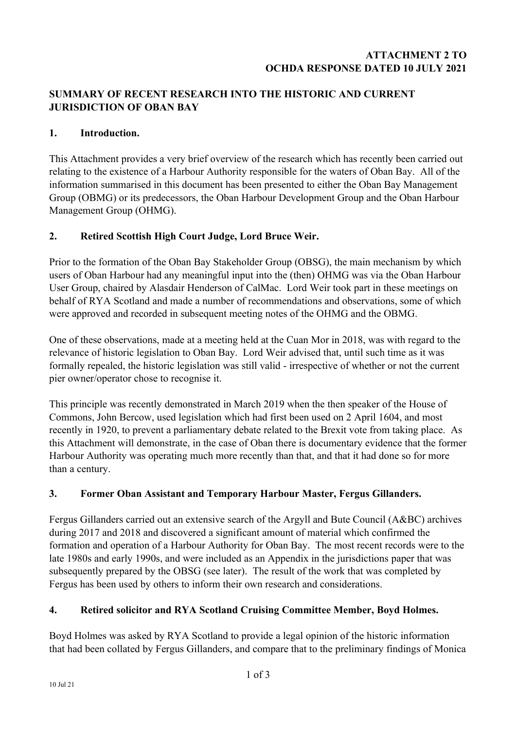**ATTACHMENT 2 TO**
**OCHDA RESPONSE DATED 10 JULY 2021**

**SUMMARY OF RECENT RESEARCH INTO THE HISTORIC AND CURRENT JURISDICTION OF OBAN BAY**

## 1. Introduction.

This Attachment provides a very brief overview of the research which has recently been carried out relating to the existence of a Harbour Authority responsible for the waters of Oban Bay. All of the information summarised in this document has been presented to either the Oban Bay Management Group (OBMG) or its predecessors, the Oban Harbour Development Group and the Oban Harbour Management Group (OHMG).

## 2. Retired Scottish High Court Judge, Lord Bruce Weir.

Prior to the formation of the Oban Bay Stakeholder Group (OBSG), the main mechanism by which users of Oban Harbour had any meaningful input into the (then) OHMG was via the Oban Harbour User Group, chaired by Alasdair Henderson of CalMac. Lord Weir took part in these meetings on behalf of RYA Scotland and made a number of recommendations and observations, some of which were approved and recorded in subsequent meeting notes of the OHMG and the OBMG.

One of these observations, made at a meeting held at the Cuan Mor in 2018, was with regard to the relevance of historic legislation to Oban Bay. Lord Weir advised that, until such time as it was formally repealed, the historic legislation was still valid - irrespective of whether or not the current pier owner/operator chose to recognise it.

This principle was recently demonstrated in March 2019 when the then speaker of the House of Commons, John Bercow, used legislation which had first been used on 2 April 1604, and most recently in 1920, to prevent a parliamentary debate related to the Brexit vote from taking place. As this Attachment will demonstrate, in the case of Oban there is documentary evidence that the former Harbour Authority was operating much more recently than that, and that it had done so for more than a century.

## 3. Former Oban Assistant and Temporary Harbour Master, Fergus Gillanders.

Fergus Gillanders carried out an extensive search of the Argyll and Bute Council (A&BC) archives during 2017 and 2018 and discovered a significant amount of material which confirmed the formation and operation of a Harbour Authority for Oban Bay. The most recent records were to the late 1980s and early 1990s, and were included as an Appendix in the jurisdictions paper that was subsequently prepared by the OBSG (see later). The result of the work that was completed by Fergus has been used by others to inform their own research and considerations.

## 4. Retired solicitor and RYA Scotland Cruising Committee Member, Boyd Holmes.

Boyd Holmes was asked by RYA Scotland to provide a legal opinion of the historic information that had been collated by Fergus Gillanders, and compare that to the preliminary findings of Monica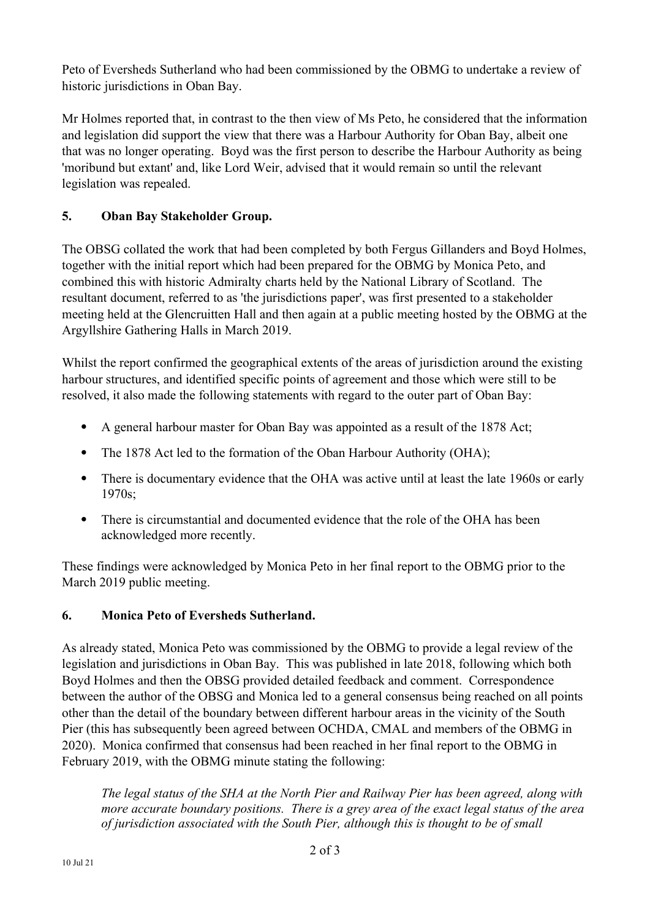Peto of Eversheds Sutherland who had been commissioned by the OBMG to undertake a review of historic jurisdictions in Oban Bay.

Mr Holmes reported that, in contrast to the then view of Ms Peto, he considered that the information and legislation did support the view that there was a Harbour Authority for Oban Bay, albeit one that was no longer operating. Boyd was the first person to describe the Harbour Authority as being 'moribund but extant' and, like Lord Weir, advised that it would remain so until the relevant legislation was repealed.

## 5. Oban Bay Stakeholder Group.

The OBSG collated the work that had been completed by both Fergus Gillanders and Boyd Holmes, together with the initial report which had been prepared for the OBMG by Monica Peto, and combined this with historic Admiralty charts held by the National Library of Scotland. The resultant document, referred to as 'the jurisdictions paper', was first presented to a stakeholder meeting held at the Glencruitten Hall and then again at a public meeting hosted by the OBMG at the Argyllshire Gathering Halls in March 2019.

Whilst the report confirmed the geographical extents of the areas of jurisdiction around the existing harbour structures, and identified specific points of agreement and those which were still to be resolved, it also made the following statements with regard to the outer part of Oban Bay:

- A general harbour master for Oban Bay was appointed as a result of the 1878 Act;
- The 1878 Act led to the formation of the Oban Harbour Authority (OHA);
- There is documentary evidence that the OHA was active until at least the late 1960s or early 1970s;
- There is circumstantial and documented evidence that the role of the OHA has been acknowledged more recently.

These findings were acknowledged by Monica Peto in her final report to the OBMG prior to the March 2019 public meeting.

## 6. Monica Peto of Eversheds Sutherland.

As already stated, Monica Peto was commissioned by the OBMG to provide a legal review of the legislation and jurisdictions in Oban Bay. This was published in late 2018, following which both Boyd Holmes and then the OBSG provided detailed feedback and comment. Correspondence between the author of the OBSG and Monica led to a general consensus being reached on all points other than the detail of the boundary between different harbour areas in the vicinity of the South Pier (this has subsequently been agreed between OCHDA, CMAL and members of the OBMG in 2020). Monica confirmed that consensus had been reached in her final report to the OBMG in February 2019, with the OBMG minute stating the following:

> *The legal status of the SHA at the North Pier and Railway Pier has been agreed, along with more accurate boundary positions. There is a grey area of the exact legal status of the area of jurisdiction associated with the South Pier, although this is thought to be of small*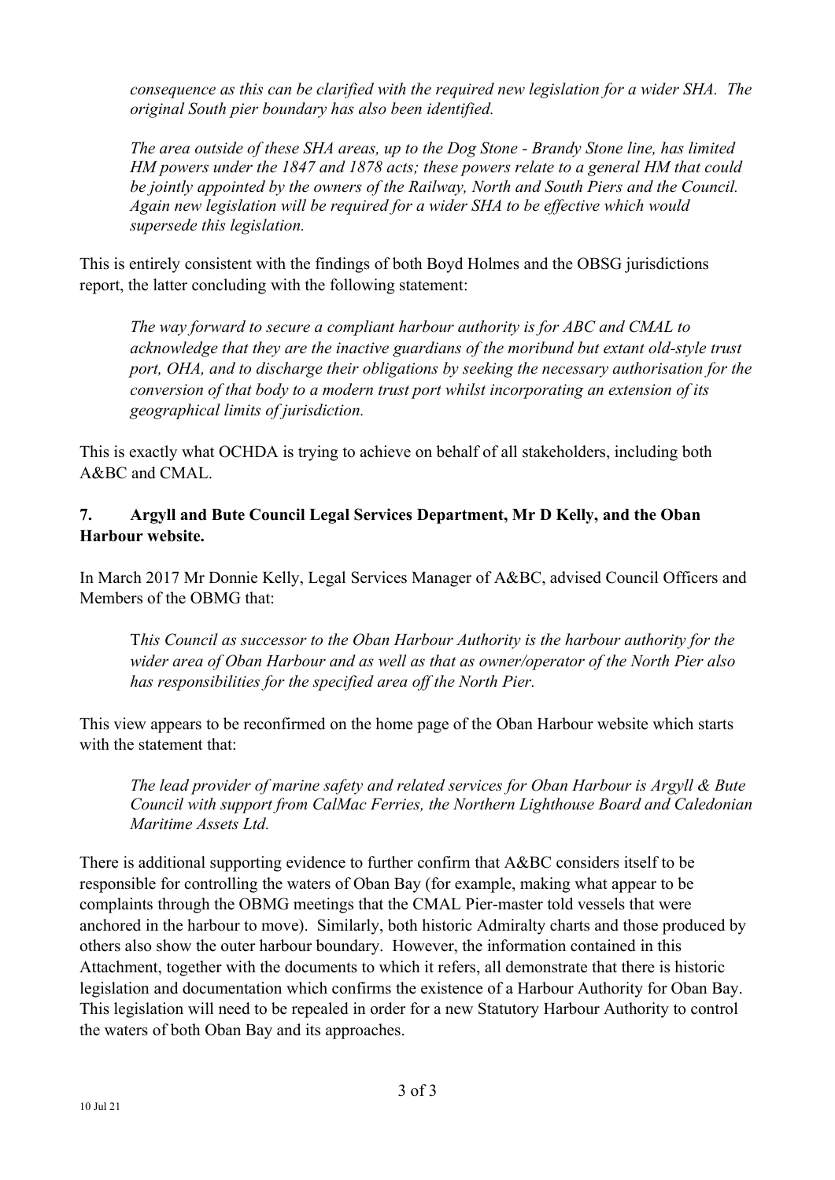*consequence as this can be clarified with the required new legislation for a wider SHA. The original South pier boundary has also been identified.*

*The area outside of these SHA areas, up to the Dog Stone - Brandy Stone line, has limited HM powers under the 1847 and 1878 acts; these powers relate to a general HM that could be jointly appointed by the owners of the Railway, North and South Piers and the Council. Again new legislation will be required for a wider SHA to be effective which would supersede this legislation.*

This is entirely consistent with the findings of both Boyd Holmes and the OBSG jurisdictions report, the latter concluding with the following statement:

*The way forward to secure a compliant harbour authority is for ABC and CMAL to acknowledge that they are the inactive guardians of the moribund but extant old-style trust port, OHA, and to discharge their obligations by seeking the necessary authorisation for the conversion of that body to a modern trust port whilst incorporating an extension of its geographical limits of jurisdiction.*

This is exactly what OCHDA is trying to achieve on behalf of all stakeholders, including both A&BC and CMAL.

**7. Argyll and Bute Council Legal Services Department, Mr D Kelly, and the Oban Harbour website.**

In March 2017 Mr Donnie Kelly, Legal Services Manager of A&BC, advised Council Officers and Members of the OBMG that:

*This Council as successor to the Oban Harbour Authority is the harbour authority for the wider area of Oban Harbour and as well as that as owner/operator of the North Pier also has responsibilities for the specified area off the North Pier.*

This view appears to be reconfirmed on the home page of the Oban Harbour website which starts with the statement that:

*The lead provider of marine safety and related services for Oban Harbour is Argyll & Bute Council with support from CalMac Ferries, the Northern Lighthouse Board and Caledonian Maritime Assets Ltd.*

There is additional supporting evidence to further confirm that A&BC considers itself to be responsible for controlling the waters of Oban Bay (for example, making what appear to be complaints through the OBMG meetings that the CMAL Pier-master told vessels that were anchored in the harbour to move). Similarly, both historic Admiralty charts and those produced by others also show the outer harbour boundary. However, the information contained in this Attachment, together with the documents to which it refers, all demonstrate that there is historic legislation and documentation which confirms the existence of a Harbour Authority for Oban Bay. This legislation will need to be repealed in order for a new Statutory Harbour Authority to control the waters of both Oban Bay and its approaches.

10 Jul 21